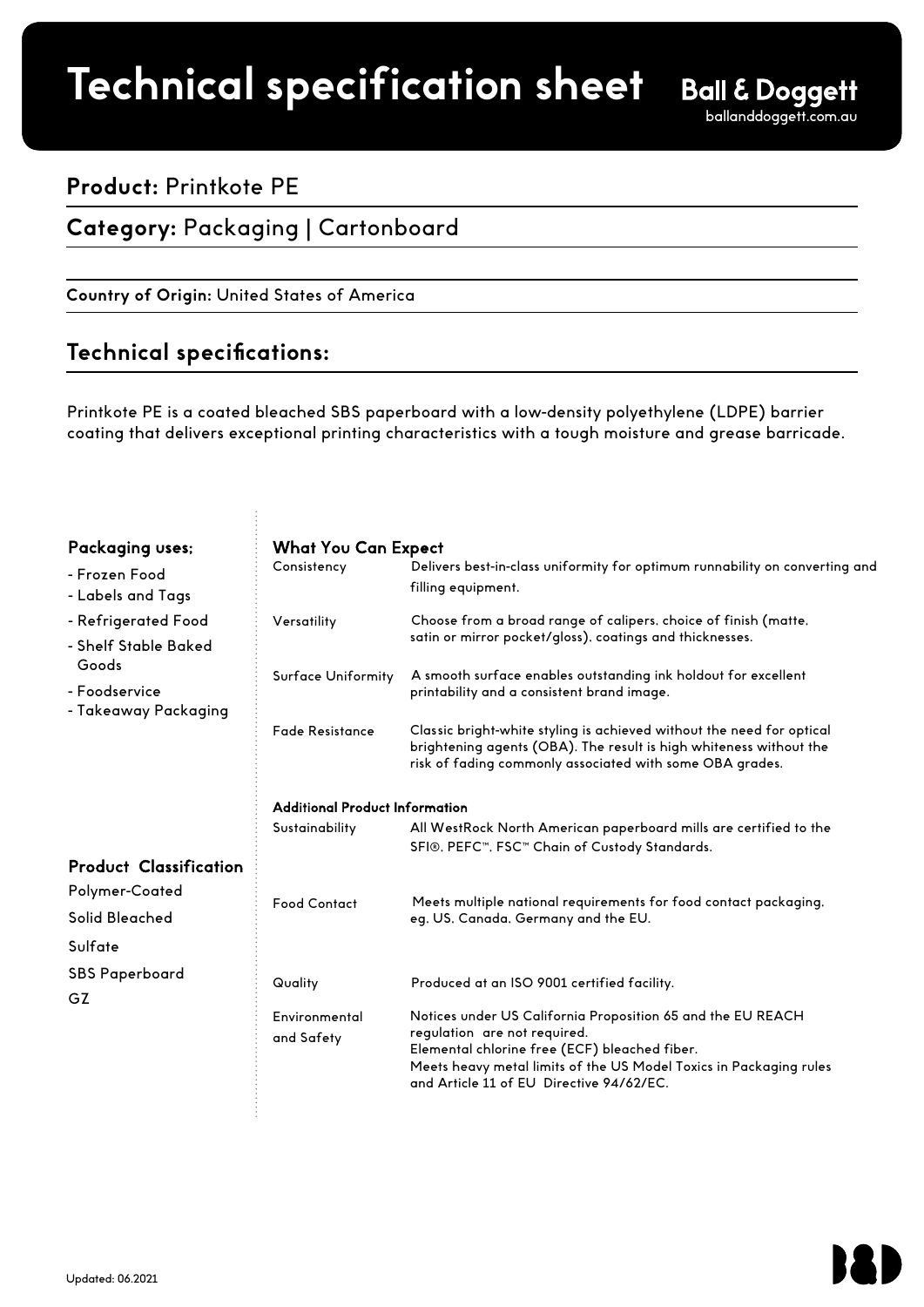# Technical specification sheet

**Ball & Doggett**
ballanddoggett.com.au

## **Product:** Printkote PE

## **Category:** Packaging | Cartonboard

**Country of Origin:** United States of America

## Technical specifications:

Printkote PE is a coated bleached SBS paperboard with a low-density polyethylene (LDPE) barrier coating that delivers exceptional printing characteristics with a tough moisture and grease barricade.

### Packaging uses;

- Frozen Food
- Labels and Tags
- Refrigerated Food
- Shelf Stable Baked Goods
- Foodservice
- Takeaway Packaging

### Product Classification

Polymer-Coated
Solid Bleached
Sulfate
SBS Paperboard
GZ

### What You Can Expect

| | |
|---|---|
| Consistency | Delivers best-in-class uniformity for optimum runnability on converting and filling equipment. |
| Versatility | Choose from a broad range of calipers, choice of finish (matte, satin or mirror pocket/gloss), coatings and thicknesses. |
| Surface Uniformity | A smooth surface enables outstanding ink holdout for excellent printability and a consistent brand image. |
| Fade Resistance | Classic bright-white styling is achieved without the need for optical brightening agents (OBA). The result is high whiteness without the risk of fading commonly associated with some OBA grades. |

### Additional Product Information

| | |
|---|---|
| Sustainability | All WestRock North American paperboard mills are certified to the SFI®, PEFC™, FSC™ Chain of Custody Standards. |
| Food Contact | Meets multiple national requirements for food contact packaging, eg. US, Canada, Germany and the EU. |
| Quality | Produced at an ISO 9001 certified facility. |
| Environmental and Safety | Notices under US California Proposition 65 and the EU REACH regulation are not required.<br>Elemental chlorine free (ECF) bleached fiber.<br>Meets heavy metal limits of the US Model Toxics in Packaging rules and Article 11 of EU Directive 94/62/EC. |

Updated: 06.2021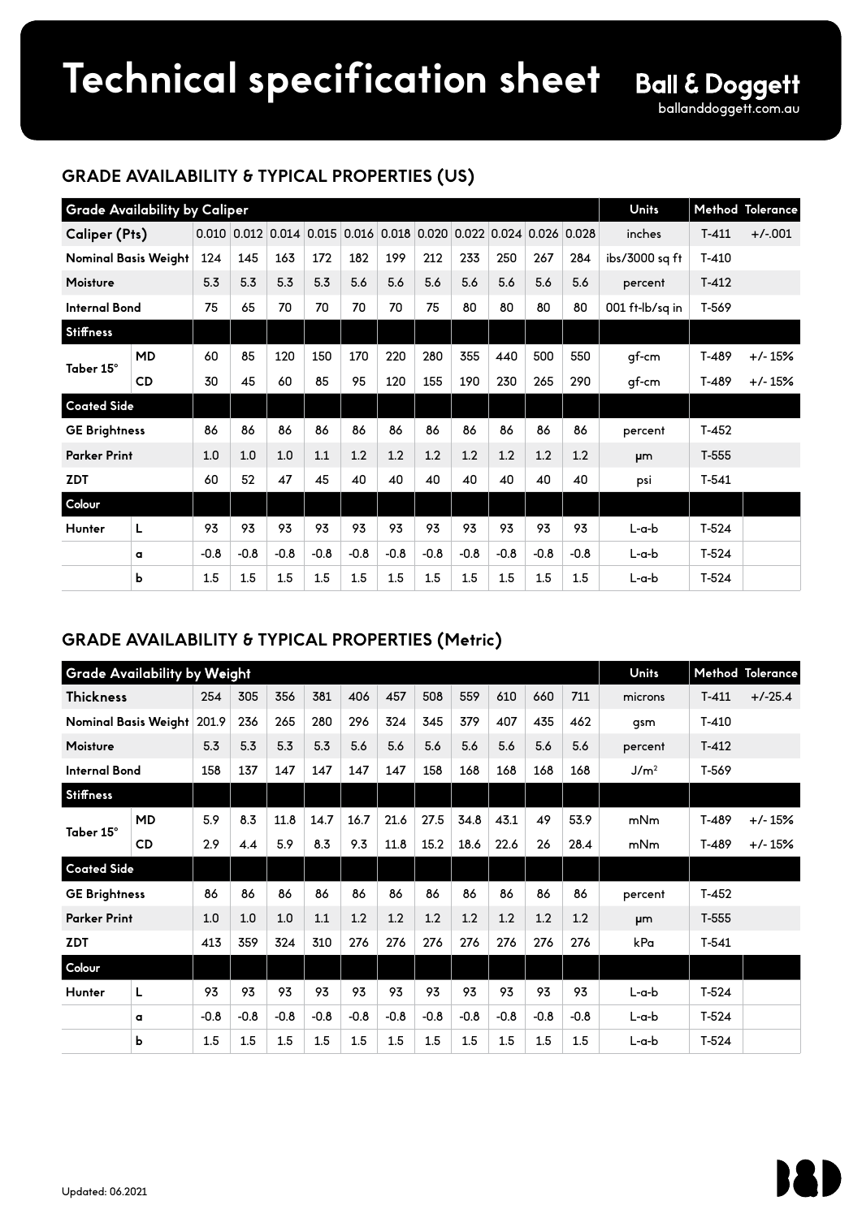# Technical specification sheet

**Ball & Doggett**
balanddoggett.com.au

## GRADE AVAILABILITY & TYPICAL PROPERTIES (US)

| Grade Availability by Caliper | | | | | | | | | | | | | Units | Method | Tolerance |
|---|---|---|---|---|---|---|---|---|---|---|---|---|---|---|---|
| **Caliper (Pts)** | | 0.010 | 0.012 | 0.014 | 0.015 | 0.016 | 0.018 | 0.020 | 0.022 | 0.024 | 0.026 | 0.028 | inches | T-411 | +/-.001 |
| **Nominal Basis Weight** | | 124 | 145 | 163 | 172 | 182 | 199 | 212 | 233 | 250 | 267 | 284 | ibs/3000 sq ft | T-410 | |
| **Moisture** | | 5.3 | 5.3 | 5.3 | 5.3 | 5.6 | 5.6 | 5.6 | 5.6 | 5.6 | 5.6 | 5.6 | percent | T-412 | |
| **Internal Bond** | | 75 | 65 | 70 | 70 | 70 | 70 | 75 | 80 | 80 | 80 | 80 | 001 ft-lb/sq in | T-569 | |
| **Stiffness** | | | | | | | | | | | | | | | |
| **Taber 15°** | **MD** | 60 | 85 | 120 | 150 | 170 | 220 | 280 | 355 | 440 | 500 | 550 | gf-cm | T-489 | +/- 15% |
| | **CD** | 30 | 45 | 60 | 85 | 95 | 120 | 155 | 190 | 230 | 265 | 290 | gf-cm | T-489 | +/- 15% |
| **Coated Side** | | | | | | | | | | | | | | | |
| **GE Brightness** | | 86 | 86 | 86 | 86 | 86 | 86 | 86 | 86 | 86 | 86 | 86 | percent | T-452 | |
| **Parker Print** | | 1.0 | 1.0 | 1.0 | 1.1 | 1.2 | 1.2 | 1.2 | 1.2 | 1.2 | 1.2 | 1.2 | μm | T-555 | |
| **ZDT** | | 60 | 52 | 47 | 45 | 40 | 40 | 40 | 40 | 40 | 40 | 40 | psi | T-541 | |
| **Colour** | | | | | | | | | | | | | | | |
| **Hunter** | **L** | 93 | 93 | 93 | 93 | 93 | 93 | 93 | 93 | 93 | 93 | 93 | L-a-b | T-524 | |
| | **a** | -0.8 | -0.8 | -0.8 | -0.8 | -0.8 | -0.8 | -0.8 | -0.8 | -0.8 | -0.8 | -0.8 | L-a-b | T-524 | |
| | **b** | 1.5 | 1.5 | 1.5 | 1.5 | 1.5 | 1.5 | 1.5 | 1.5 | 1.5 | 1.5 | 1.5 | L-a-b | T-524 | |

## GRADE AVAILABILITY & TYPICAL PROPERTIES (Metric)

| Grade Availability by Weight | | | | | | | | | | | | | Units | Method | Tolerance |
|---|---|---|---|---|---|---|---|---|---|---|---|---|---|---|---|
| **Thickness** | | 254 | 305 | 356 | 381 | 406 | 457 | 508 | 559 | 610 | 660 | 711 | microns | T-411 | +/-25.4 |
| **Nominal Basis Weight** | | 201.9 | 236 | 265 | 280 | 296 | 324 | 345 | 379 | 407 | 435 | 462 | gsm | T-410 | |
| **Moisture** | | 5.3 | 5.3 | 5.3 | 5.3 | 5.6 | 5.6 | 5.6 | 5.6 | 5.6 | 5.6 | 5.6 | percent | T-412 | |
| **Internal Bond** | | 158 | 137 | 147 | 147 | 147 | 147 | 158 | 168 | 168 | 168 | 168 | J/m² | T-569 | |
| **Stiffness** | | | | | | | | | | | | | | | |
| **Taber 15°** | **MD** | 5.9 | 8.3 | 11.8 | 14.7 | 16.7 | 21.6 | 27.5 | 34.8 | 43.1 | 49 | 53.9 | mNm | T-489 | +/- 15% |
| | **CD** | 2.9 | 4.4 | 5.9 | 8.3 | 9.3 | 11.8 | 15.2 | 18.6 | 22.6 | 26 | 28.4 | mNm | T-489 | +/- 15% |
| **Coated Side** | | | | | | | | | | | | | | | |
| **GE Brightness** | | 86 | 86 | 86 | 86 | 86 | 86 | 86 | 86 | 86 | 86 | 86 | percent | T-452 | |
| **Parker Print** | | 1.0 | 1.0 | 1.0 | 1.1 | 1.2 | 1.2 | 1.2 | 1.2 | 1.2 | 1.2 | 1.2 | μm | T-555 | |
| **ZDT** | | 413 | 359 | 324 | 310 | 276 | 276 | 276 | 276 | 276 | 276 | 276 | kPa | T-541 | |
| **Colour** | | | | | | | | | | | | | | | |
| **Hunter** | **L** | 93 | 93 | 93 | 93 | 93 | 93 | 93 | 93 | 93 | 93 | 93 | L-a-b | T-524 | |
| | **a** | -0.8 | -0.8 | -0.8 | -0.8 | -0.8 | -0.8 | -0.8 | -0.8 | -0.8 | -0.8 | -0.8 | L-a-b | T-524 | |
| | **b** | 1.5 | 1.5 | 1.5 | 1.5 | 1.5 | 1.5 | 1.5 | 1.5 | 1.5 | 1.5 | 1.5 | L-a-b | T-524 | |

Updated: 06.2021